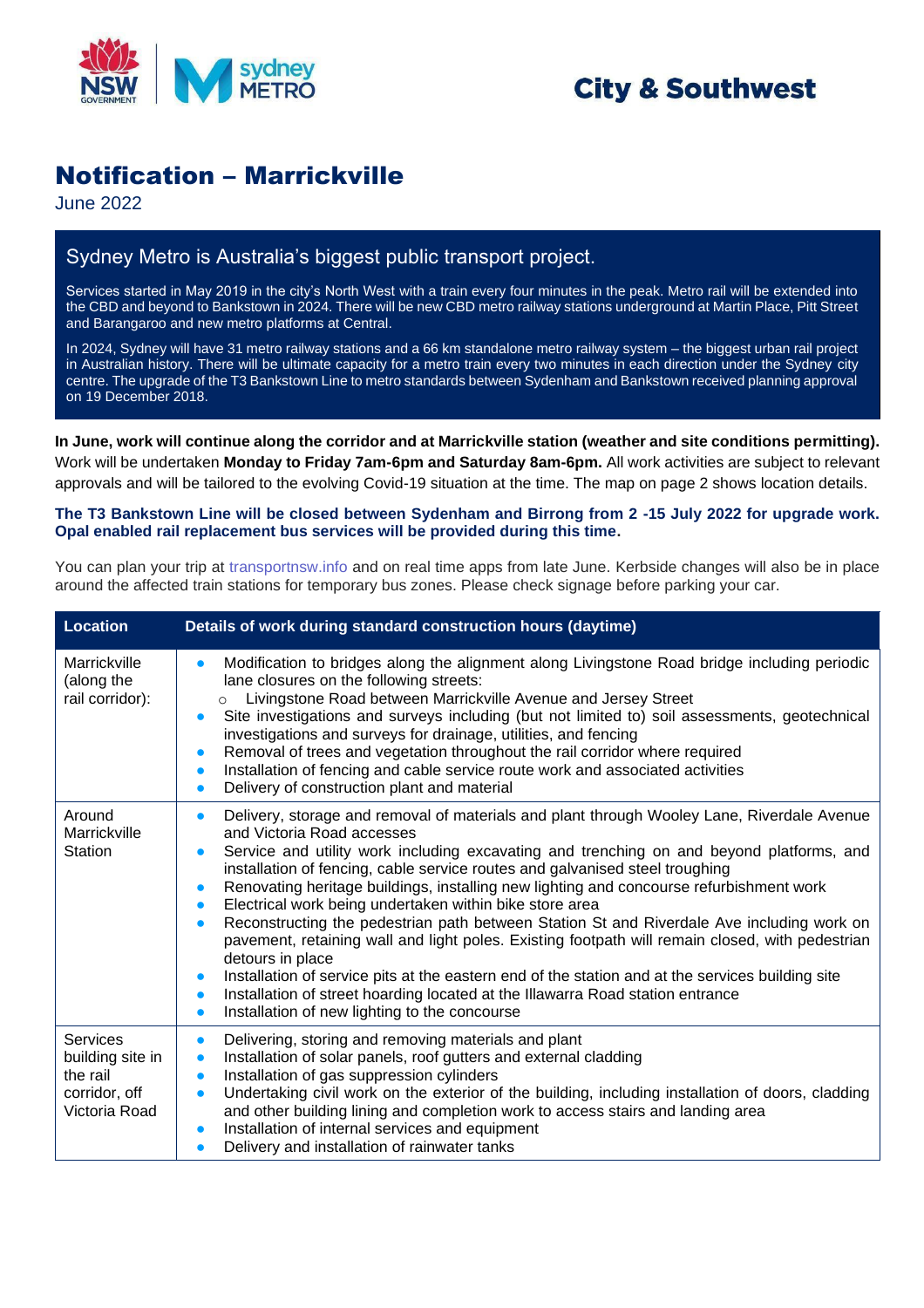City & Southwest

# Notification – Marrickville

June 2022

## Sydney Metro is Australia's biggest public transport project.

Services started in May 2019 in the city's North West with a train every four minutes in the peak. Metro rail will be extended into the CBD and beyond to Bankstown in 2024. There will be new CBD metro railway stations underground at Martin Place, Pitt Street and Barangaroo and new metro platforms at Central.

In 2024, Sydney will have 31 metro railway stations and a 66 km standalone metro railway system – the biggest urban rail project in Australian history. There will be ultimate capacity for a metro train every two minutes in each direction under the Sydney city centre. The upgrade of the T3 Bankstown Line to metro standards between Sydenham and Bankstown received planning approval on 19 December 2018.

**In June, work will continue along the corridor and at Marrickville station (weather and site conditions permitting).** Work will be undertaken **Monday to Friday 7am-6pm and Saturday 8am-6pm.** All work activities are subject to relevant approvals and will be tailored to the evolving Covid-19 situation at the time. The map on page 2 shows location details.

**The T3 Bankstown Line will be closed between Sydenham and Birrong from 2 -15 July 2022 for upgrade work. Opal enabled rail replacement bus services will be provided during this time.**

You can plan your trip at transportnsw.info and on real time apps from late June. Kerbside changes will also be in place around the affected train stations for temporary bus zones. Please check signage before parking your car.

| Location | Details of work during standard construction hours (daytime) |
| --- | --- |
| Marrickville (along the rail corridor): | • Modification to bridges along the alignment along Livingstone Road bridge including periodic lane closures on the following streets:<br>&nbsp;&nbsp;&nbsp;&nbsp;◦ Livingstone Road between Marrickville Avenue and Jersey Street<br>• Site investigations and surveys including (but not limited to) soil assessments, geotechnical investigations and surveys for drainage, utilities, and fencing<br>• Removal of trees and vegetation throughout the rail corridor where required<br>• Installation of fencing and cable service route work and associated activities<br>• Delivery of construction plant and material |
| Around Marrickville Station | • Delivery, storage and removal of materials and plant through Wooley Lane, Riverdale Avenue and Victoria Road accesses<br>• Service and utility work including excavating and trenching on and beyond platforms, and installation of fencing, cable service routes and galvanised steel troughing<br>• Renovating heritage buildings, installing new lighting and concourse refurbishment work<br>• Electrical work being undertaken within bike store area<br>• Reconstructing the pedestrian path between Station St and Riverdale Ave including work on pavement, retaining wall and light poles. Existing footpath will remain closed, with pedestrian detours in place<br>• Installation of service pits at the eastern end of the station and at the services building site<br>• Installation of street hoarding located at the Illawarra Road station entrance<br>• Installation of new lighting to the concourse |
| Services building site in the rail corridor, off Victoria Road | • Delivering, storing and removing materials and plant<br>• Installation of solar panels, roof gutters and external cladding<br>• Installation of gas suppression cylinders<br>• Undertaking civil work on the exterior of the building, including installation of doors, cladding and other building lining and completion work to access stairs and landing area<br>• Installation of internal services and equipment<br>• Delivery and installation of rainwater tanks |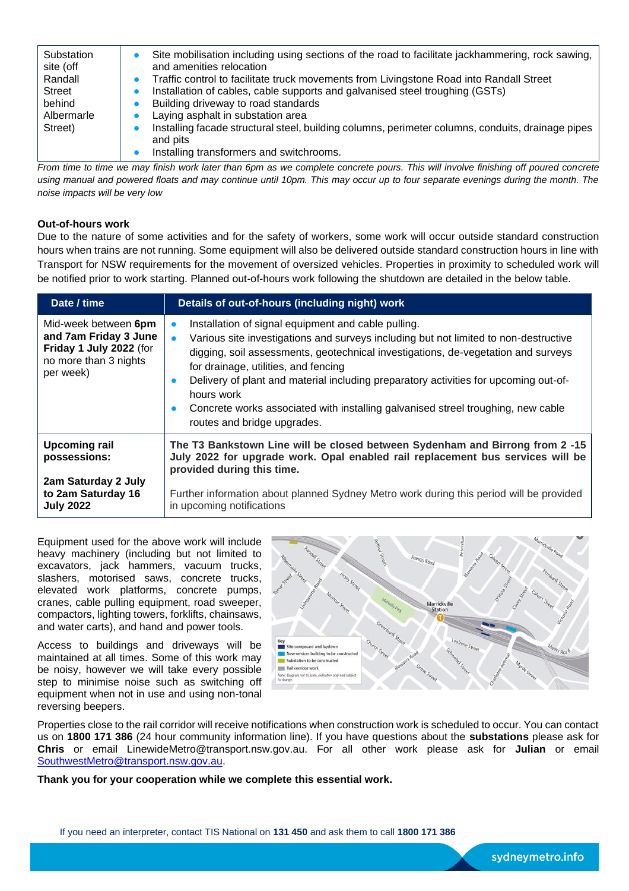| | |
|---|---|
| Substation site (off Randall Street behind Albermarle Street) | • Site mobilisation including using sections of the road to facilitate jackhammering, rock sawing, and amenities relocation<br>• Traffic control to facilitate truck movements from Livingstone Road into Randall Street<br>• Installation of cables, cable supports and galvanised steel troughing (GSTs)<br>• Building driveway to road standards<br>• Laying asphalt in substation area<br>• Installing facade structural steel, building columns, perimeter columns, conduits, drainage pipes and pits<br>• Installing transformers and switchrooms. |

*From time to time we may finish work later than 6pm as we complete concrete pours. This will involve finishing off poured concrete using manual and powered floats and may continue until 10pm. This may occur up to four separate evenings during the month. The noise impacts will be very low*

**Out-of-hours work**

Due to the nature of some activities and for the safety of workers, some work will occur outside standard construction hours when trains are not running. Some equipment will also be delivered outside standard construction hours in line with Transport for NSW requirements for the movement of oversized vehicles. Properties in proximity to scheduled work will be notified prior to work starting. Planned out-of-hours work following the shutdown are detailed in the below table.

| Date / time | Details of out-of-hours (including night) work |
|---|---|
| Mid-week between **6pm and 7am Friday 3 June Friday 1 July 2022** (for no more than 3 nights per week) | • Installation of signal equipment and cable pulling.<br>• Various site investigations and surveys including but not limited to non-destructive digging, soil assessments, geotechnical investigations, de-vegetation and surveys for drainage, utilities, and fencing<br>• Delivery of plant and material including preparatory activities for upcoming out-of-hours work<br>• Concrete works associated with installing galvanised streel troughing, new cable routes and bridge upgrades. |
| **Upcoming rail possessions:**<br><br>**2am Saturday 2 July to 2am Saturday 16 July 2022** | **The T3 Bankstown Line will be closed between Sydenham and Birrong from 2 -15 July 2022 for upgrade work. Opal enabled rail replacement bus services will be provided during this time.**<br><br>Further information about planned Sydney Metro work during this period will be provided in upcoming notifications |

Equipment used for the above work will include heavy machinery (including but not limited to excavators, jack hammers, vacuum trucks, slashers, motorised saws, concrete trucks, elevated work platforms, concrete pumps, cranes, cable pulling equipment, road sweeper, compactors, lighting towers, forklifts, chainsaws, and water carts), and hand and power tools.

Access to buildings and driveways will be maintained at all times. Some of this work may be noisy, however we will take every possible step to minimise noise such as switching off equipment when not in use and using non-tonal reversing beepers.

Properties close to the rail corridor will receive notifications when construction work is scheduled to occur. You can contact us on **1800 171 386** (24 hour community information line). If you have questions about the **substations** please ask for **Chris** or email LinewideMetro@transport.nsw.gov.au. For all other work please ask for **Julian** or email SouthwestMetro@transport.nsw.gov.au.

**Thank you for your cooperation while we complete this essential work.**

If you need an interpreter, contact TIS National on **131 450** and ask them to call **1800 171 386**

sydneymetro.info